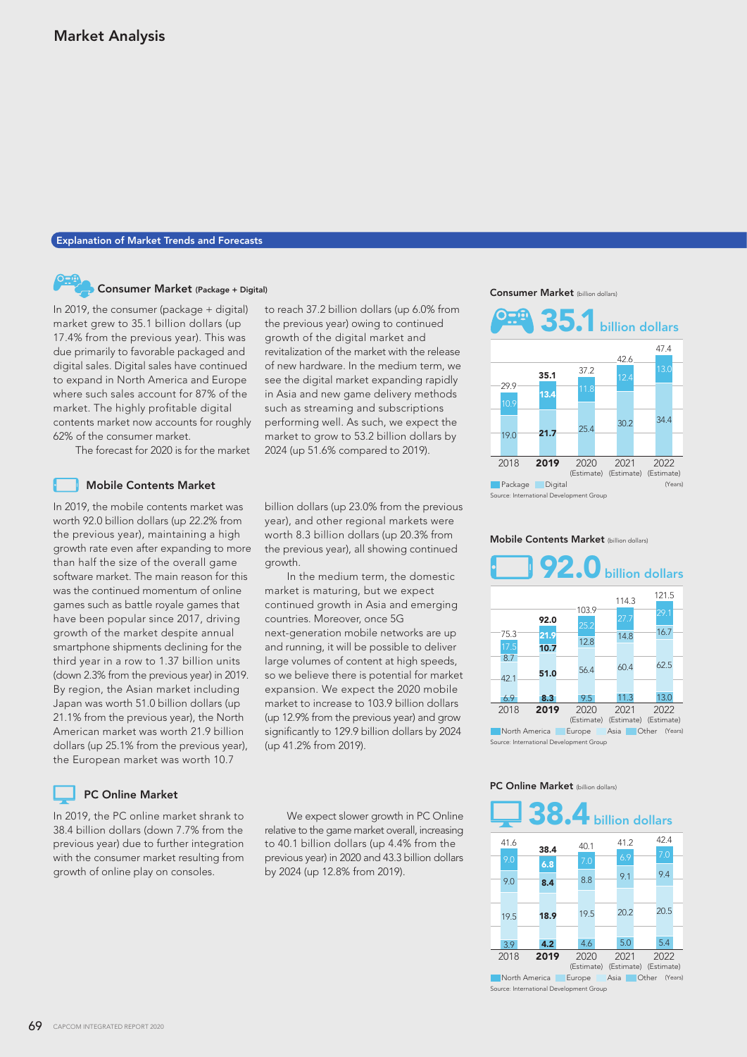# Market Analysis

## Explanation of Market Trends and Forecasts

### Consumer Market (Package + Digital)

In 2019, the consumer (package + digital) market grew to 35.1 billion dollars (up 17.4% from the previous year). This was due primarily to favorable packaged and digital sales. Digital sales have continued to expand in North America and Europe where such sales account for 87% of the market. The highly profitable digital contents market now accounts for roughly 62% of the consumer market.

The forecast for 2020 is for the market to reach 37.2 billion dollars (up 6.0% from the previous year) owing to continued growth of the digital market and revitalization of the market with the release of new hardware. In the medium term, we see the digital market expanding rapidly in Asia and new game delivery methods such as streaming and subscriptions performing well. As such, we expect the market to grow to 53.2 billion dollars by 2024 (up 51.6% compared to 2019).

**Consumer Market** (billion dollars)

**35.1 billion dollars**

| | 2018 | 2019 | 2020 (Estimate) | 2021 (Estimate) | 2022 (Estimate) |
|---|---|---|---|---|---|
| Package | 10.9 | 13.4 | 11.8 | 12.4 | 13.0 |
| Digital | 19.0 | 21.7 | 25.4 | 30.2 | 34.4 |
| Total | 29.9 | 35.1 | 37.2 | 42.6 | 47.4 |

Source: International Development Group

### Mobile Contents Market

In 2019, the mobile contents market was worth 92.0 billion dollars (up 22.2% from the previous year), maintaining a high growth rate even after expanding to more than half the size of the overall game software market. The main reason for this was the continued momentum of online games such as battle royale games that have been popular since 2017, driving growth of the market despite annual smartphone shipments declining for the third year in a row to 1.37 billion units (down 2.3% from the previous year) in 2019. By region, the Asian market including Japan was worth 51.0 billion dollars (up 21.1% from the previous year), the North American market was worth 21.9 billion dollars (up 25.1% from the previous year), the European market was worth 10.7 billion dollars (up 23.0% from the previous year), and other regional markets were worth 8.3 billion dollars (up 20.3% from the previous year), all showing continued growth.

In the medium term, the domestic market is maturing, but we expect continued growth in Asia and emerging countries. Moreover, once 5G next-generation mobile networks are up and running, it will be possible to deliver large volumes of content at high speeds, so we believe there is potential for market expansion. We expect the 2020 mobile market to increase to 103.9 billion dollars (up 12.9% from the previous year) and grow significantly to 129.9 billion dollars by 2024 (up 41.2% from 2019).

**Mobile Contents Market** (billion dollars)

**92.0 billion dollars**

| | 2018 | 2019 | 2020 (Estimate) | 2021 (Estimate) | 2022 (Estimate) |
|---|---|---|---|---|---|
| North America | 17.5 | 21.9 | 25.2 | 27.7 | 29.1 |
| Europe | 8.7 | 10.7 | 12.8 | 14.8 | 16.7 |
| Asia | 42.1 | 51.0 | 56.4 | 60.4 | 62.5 |
| Other | 6.9 | 8.3 | 9.5 | 11.3 | 13.0 |
| Total | 75.3 | 92.0 | 103.9 | 114.3 | 121.5 |

Source: International Development Group

### PC Online Market

In 2019, the PC online market shrank to 38.4 billion dollars (down 7.7% from the previous year) due to further integration with the consumer market resulting from growth of online play on consoles.

We expect slower growth in PC Online relative to the game market overall, increasing to 40.1 billion dollars (up 4.4% from the previous year) in 2020 and 43.3 billion dollars by 2024 (up 12.8% from 2019).

**PC Online Market** (billion dollars)

**38.4 billion dollars**

| | 2018 | 2019 | 2020 (Estimate) | 2021 (Estimate) | 2022 (Estimate) |
|---|---|---|---|---|---|
| North America | 9.0 | 6.8 | 7.0 | 6.9 | 7.0 |
| Europe | 9.0 | 8.4 | 8.8 | 9.1 | 9.4 |
| Asia | 19.5 | 18.9 | 19.5 | 20.2 | 20.5 |
| Other | 3.9 | 4.2 | 4.6 | 5.0 | 5.4 |
| Total | 41.6 | 38.4 | 40.1 | 41.2 | 42.4 |

Source: International Development Group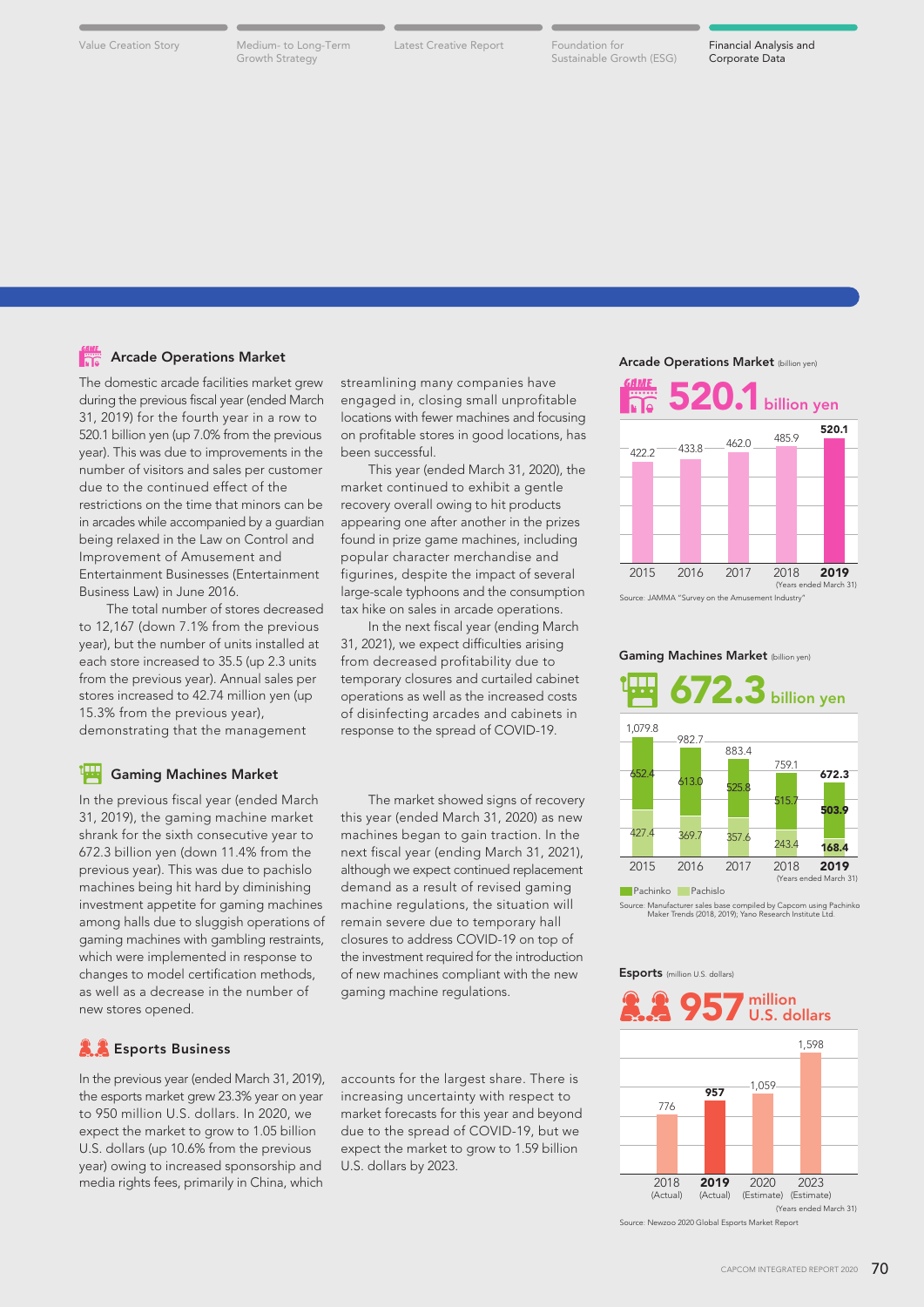## Arcade Operations Market

The domestic arcade facilities market grew during the previous fiscal year (ended March 31, 2019) for the fourth year in a row to 520.1 billion yen (up 7.0% from the previous year). This was due to improvements in the number of visitors and sales per customer due to the continued effect of the restrictions on the time that minors can be in arcades while accompanied by a guardian being relaxed in the Law on Control and Improvement of Amusement and Entertainment Businesses (Entertainment Business Law) in June 2016.

The total number of stores decreased to 12,167 (down 7.1% from the previous year), but the number of units installed at each store increased to 35.5 (up 2.3 units from the previous year). Annual sales per stores increased to 42.74 million yen (up 15.3% from the previous year), demonstrating that the management streamlining many companies have engaged in, closing small unprofitable locations with fewer machines and focusing on profitable stores in good locations, has been successful.

This year (ended March 31, 2020), the market continued to exhibit a gentle recovery overall owing to hit products appearing one after another in the prizes found in prize game machines, including popular character merchandise and figurines, despite the impact of several large-scale typhoons and the consumption tax hike on sales in arcade operations.

In the next fiscal year (ending March 31, 2021), we expect difficulties arising from decreased profitability due to temporary closures and curtailed cabinet operations as well as the increased costs of disinfecting arcades and cabinets in response to the spread of COVID-19.

**Arcade Operations Market** (billion yen)

520.1 billion yen

422.2
433.8
462.0
485.9
520.1

2015 2016 2017 2018 2019
(Years ended March 31)

Source: JAMMA "Survey on the Amusement Industry"

## Gaming Machines Market

In the previous fiscal year (ended March 31, 2019), the gaming machine market shrank for the sixth consecutive year to 672.3 billion yen (down 11.4% from the previous year). This was due to pachislo machines being hit hard by diminishing investment appetite for gaming machines among halls due to sluggish operations of gaming machines with gambling restraints, which were implemented in response to changes to model certification methods, as well as a decrease in the number of new stores opened.

The market showed signs of recovery this year (ended March 31, 2020) as new machines began to gain traction. In the next fiscal year (ending March 31, 2021), although we expect continued replacement demand as a result of revised gaming machine regulations, the situation will remain severe due to temporary hall closures to address COVID-19 on top of the investment required for the introduction of new machines compliant with the new gaming machine regulations.

**Gaming Machines Market** (billion yen)

672.3 billion yen

1,079.8
652.4
427.4
982.7
613.0
369.7
883.4
525.8
357.6
759.1
515.7
243.4
672.3
503.9
168.4

2015 2016 2017 2018 2019
(Years ended March 31)

Pachinko Pachislo

Source: Manufacturer sales base compiled by Capcom using Pachinko Maker Trends (2018, 2019), Yano Research Institute Ltd.

## Esports Business

In the previous year (ended March 31, 2019), the esports market grew 23.3% year on year to 950 million U.S. dollars. In 2020, we expect the market to grow to 1.05 billion U.S. dollars (up 10.6% from the previous year) owing to increased sponsorship and media rights fees, primarily in China, which accounts for the largest share. There is increasing uncertainty with respect to market forecasts for this year and beyond due to the spread of COVID-19, but we expect the market to grow to 1.59 billion U.S. dollars by 2023.

**Esports** (million U.S. dollars)

957 million U.S. dollars

776
957
1,059
1,598

2018 (Actual) 2019 (Actual) 2020 (Estimate) 2023 (Estimate)
(Years ended March 31)

Source: Newzoo 2020 Global Esports Market Report